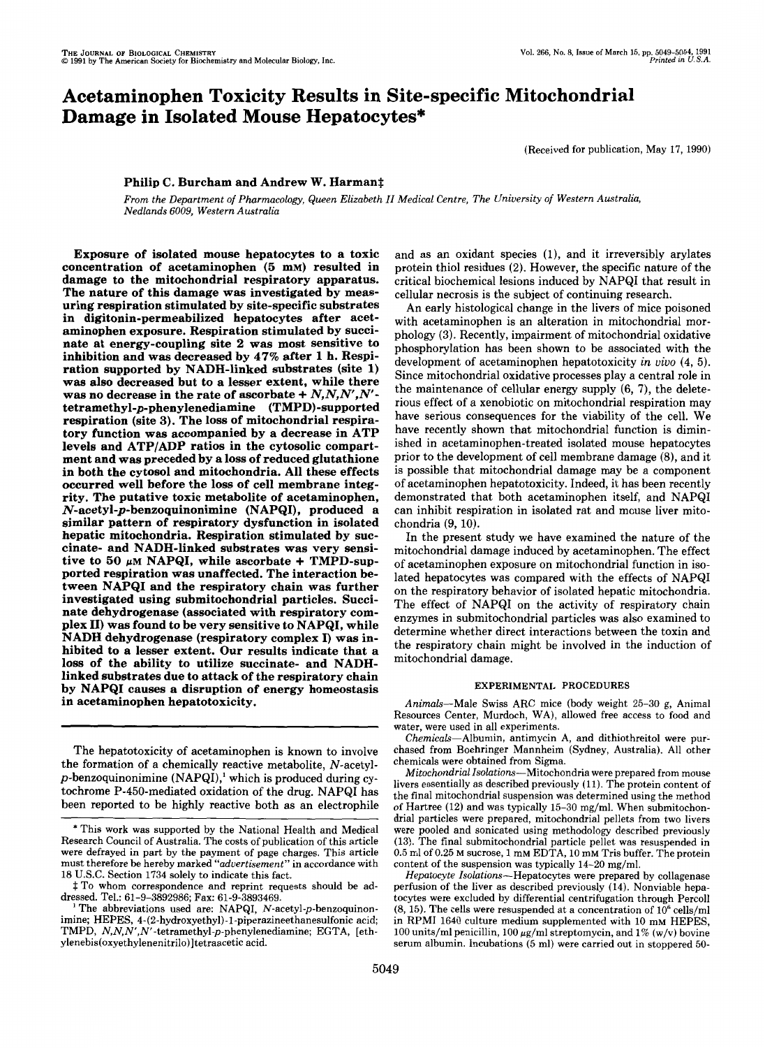# Acetaminophen Toxicity Results in Site-specific Mitochondrial Damage in Isolated Mouse Hepatocytes*

(Received for publication, May 17, 1990)

**Philip C. Burcham and Andrew W. Harman‡**

*From the Department of Pharmacology, Queen Elizabeth II Medical Centre, The University of Western Australia, Nedlands 6009, Western Australia*

**Exposure of isolated mouse hepatocytes to a toxic concentration of acetaminophen (5 mM) resulted in damage to the mitochondrial respiratory apparatus. The nature of this damage was investigated by measuring respiration stimulated by site-specific substrates in digitonin-permeabilized hepatocytes after acetaminophen exposure. Respiration stimulated by succinate at energy-coupling site 2 was most sensitive to inhibition and was decreased by 47% after 1 h. Respiration supported by NADH-linked substrates (site 1) was also decreased but to a lesser extent, while there was no decrease in the rate of ascorbate + *N,N,N′,N′*-tetramethyl-*p*-phenylenediamine (TMPD)-supported respiration (site 3). The loss of mitochondrial respiratory function was accompanied by a decrease in ATP levels and ATP/ADP ratios in the cytosolic compartment and was preceded by a loss of reduced glutathione in both the cytosol and mitochondria. All these effects occurred well before the loss of cell membrane integrity. The putative toxic metabolite of acetaminophen, *N*-acetyl-*p*-benzoquinonimine (NAPQI), produced a similar pattern of respiratory dysfunction in isolated hepatic mitochondria. Respiration stimulated by succinate- and NADH-linked substrates was very sensitive to 50 μM NAPQI, while ascorbate + TMPD-supported respiration was unaffected. The interaction between NAPQI and the respiratory chain was further investigated using submitochondrial particles. Succinate dehydrogenase (associated with respiratory complex II) was found to be very sensitive to NAPQI, while NADH dehydrogenase (respiratory complex I) was inhibited to a lesser extent. Our results indicate that a loss of the ability to utilize succinate- and NADH-linked substrates due to attack of the respiratory chain by NAPQI causes a disruption of energy homeostasis in acetaminophen hepatotoxicity.**

The hepatotoxicity of acetaminophen is known to involve the formation of a chemically reactive metabolite, *N*-acetyl-*p*-benzoquinonimine (NAPQI),[1] which is produced during cytochrome P-450-mediated oxidation of the drug. NAPQI has been reported to be highly reactive both as an electrophile and as an oxidant species (1), and it irreversibly arylates protein thiol residues (2). However, the specific nature of the critical biochemical lesions induced by NAPQI that result in cellular necrosis is the subject of continuing research.

An early histological change in the livers of mice poisoned with acetaminophen is an alteration in mitochondrial morphology (3). Recently, impairment of mitochondrial oxidative phosphorylation has been shown to be associated with the development of acetaminophen hepatotoxicity *in vivo* (4, 5). Since mitochondrial oxidative processes play a central role in the maintenance of cellular energy supply (6, 7), the deleterious effect of a xenobiotic on mitochondrial respiration may have serious consequences for the viability of the cell. We have recently shown that mitochondrial function is diminished in acetaminophen-treated isolated mouse hepatocytes prior to the development of cell membrane damage (8), and it is possible that mitochondrial damage may be a component of acetaminophen hepatotoxicity. Indeed, it has been recently demonstrated that both acetaminophen itself, and NAPQI can inhibit respiration in isolated rat and mouse liver mitochondria (9, 10).

In the present study we have examined the nature of the mitochondrial damage induced by acetaminophen. The effect of acetaminophen exposure on mitochondrial function in isolated hepatocytes was compared with the effects of NAPQI on the respiratory behavior of isolated hepatic mitochondria. The effect of NAPQI on the activity of respiratory chain enzymes in submitochondrial particles was also examined to determine whether direct interactions between the toxin and the respiratory chain might be involved in the induction of mitochondrial damage.

## EXPERIMENTAL PROCEDURES

*Animals*—Male Swiss ARC mice (body weight 25–30 g, Animal Resources Center, Murdoch, WA), allowed free access to food and water, were used in all experiments.

*Chemicals*—Albumin, antimycin A, and dithiothreitol were purchased from Boehringer Mannheim (Sydney, Australia). All other chemicals were obtained from Sigma.

*Mitochondrial Isolations*—Mitochondria were prepared from mouse livers essentially as described previously (11). The protein content of the final mitochondrial suspension was determined using the method of Hartree (12) and was typically 15–30 mg/ml. When submitochondrial particles were prepared, mitochondrial pellets from two livers were pooled and sonicated using methodology described previously (13). The final submitochondrial particle pellet was resuspended in 0.5 ml of 0.25 M sucrose, 1 mM EDTA, 10 mM Tris buffer. The protein content of the suspension was typically 14–20 mg/ml.

*Hepatocyte Isolations*—Hepatocytes were prepared by collagenase perfusion of the liver as described previously (14). Nonviable hepatocytes were excluded by differential centrifugation through Percoll (8, 15). The cells were resuspended at a concentration of $10^6$ cells/ml in RPMI 1640 culture medium supplemented with 10 mM HEPES, 100 units/ml penicillin, 100 μg/ml streptomycin, and 1% (w/v) bovine serum albumin. Incubations (5 ml) were carried out in stoppered 50-

---

* This work was supported by the National Health and Medical Research Council of Australia. The costs of publication of this article were defrayed in part by the payment of page charges. This article must therefore be hereby marked "*advertisement*" in accordance with 18 U.S.C. Section 1734 solely to indicate this fact.

‡ To whom correspondence and reprint requests should be addressed. Tel.: 61-9-3892986; Fax: 61-9-3893469.

[1] The abbreviations used are: NAPQI, *N*-acetyl-*p*-benzoquinonimine; HEPES, 4-(2-hydroxyethyl)-1-piperazineethanesulfonic acid; TMPD, *N,N,N′,N′*-tetramethyl-*p*-phenylenediamine; EGTA, [ethylenebis(oxyethylenenitrilo)]tetraacetic acid.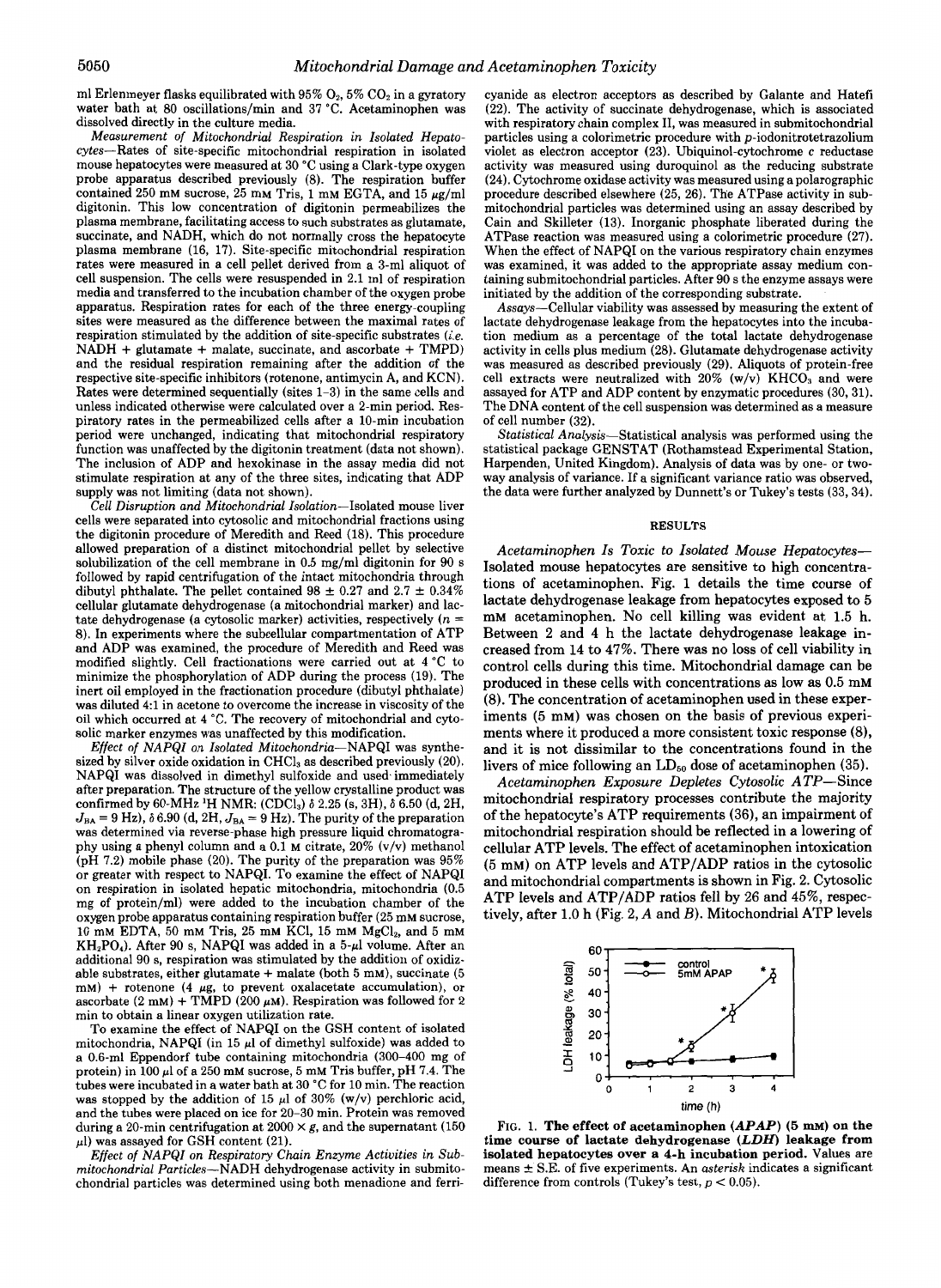ml Erlenmeyer flasks equilibrated with 95% $O_2$, 5% $CO_2$ in a gyratory water bath at 80 oscillations/min and 37 °C. Acetaminophen was dissolved directly in the culture media.

*Measurement of Mitochondrial Respiration in Isolated Hepatocytes*—Rates of site-specific mitochondrial respiration in isolated mouse hepatocytes were measured at 30 °C using a Clark-type oxygen probe apparatus described previously (8). The respiration buffer contained 250 mM sucrose, 25 mM Tris, 1 mM EGTA, and 15 μg/ml digitonin. This low concentration of digitonin permeabilizes the plasma membrane, facilitating access to such substrates as glutamate, succinate, and NADH, which do not normally cross the hepatocyte plasma membrane (16, 17). Site-specific mitochondrial respiration rates were measured in a cell pellet derived from a 3-ml aliquot of cell suspension. The cells were resuspended in 2.1 ml of respiration media and transferred to the incubation chamber of the oxygen probe apparatus. Respiration rates for each of the three energy-coupling sites were measured as the difference between the maximal rates of respiration stimulated by the addition of site-specific substrates (*i.e.* NADH + glutamate + malate, succinate, and ascorbate + TMPD) and the residual respiration remaining after the addition of the respective site-specific inhibitors (rotenone, antimycin A, and KCN). Rates were determined sequentially (sites 1–3) in the same cells and unless indicated otherwise were calculated over a 2-min period. Respiratory rates in the permeabilized cells after a 10-min incubation period were unchanged, indicating that mitochondrial respiratory function was unaffected by the digitonin treatment (data not shown). The inclusion of ADP and hexokinase in the assay media did not stimulate respiration at any of the three sites, indicating that ADP supply was not limiting (data not shown).

*Cell Disruption and Mitochondrial Isolation*—Isolated mouse liver cells were separated into cytosolic and mitochondrial fractions using the digitonin procedure of Meredith and Reed (18). This procedure allowed preparation of a distinct mitochondrial pellet by selective solubilization of the cell membrane in 0.5 mg/ml digitonin for 90 s followed by rapid centrifugation of the intact mitochondria through dibutyl phthalate. The pellet contained 98 ± 0.27 and 2.7 ± 0.34% cellular glutamate dehydrogenase (a mitochondrial marker) and lactate dehydrogenase (a cytosolic marker) activities, respectively ($n$ = 8). In experiments where the subcellular compartmentation of ATP and ADP was examined, the procedure of Meredith and Reed was modified slightly. Cell fractionations were carried out at 4 °C to minimize the phosphorylation of ADP during the process (19). The inert oil employed in the fractionation procedure (dibutyl phthalate) was diluted 4:1 in acetone to overcome the increase in viscosity of the oil which occurred at 4 °C. The recovery of mitochondrial and cytosolic marker enzymes was unaffected by this modification.

*Effect of NAPQI on Isolated Mitochondria*—NAPQI was synthesized by silver oxide oxidation in $CHCl_3$ as described previously (20). NAPQI was dissolved in dimethyl sulfoxide and used immediately after preparation. The structure of the yellow crystalline product was confirmed by 60-MHz $^1H$ NMR: ($CDCl_3$) δ 2.25 (s, 3H), δ 6.50 (d, 2H, $J_{BA}$ = 9 Hz), δ 6.90 (d, 2H, $J_{BA}$ = 9 Hz). The purity of the preparation was determined via reverse-phase high pressure liquid chromatography using a phenyl column and a 0.1 M citrate, 20% (v/v) methanol (pH 7.2) mobile phase (20). The purity of the preparation was 95% or greater with respect to NAPQI. To examine the effect of NAPQI on respiration in isolated hepatic mitochondria, mitochondria (0.5 mg of protein/ml) were added to the incubation chamber of the oxygen probe apparatus containing respiration buffer (25 mM sucrose, 10 mM EDTA, 50 mM Tris, 25 mM KCl, 15 mM $MgCl_2$, and 5 mM $KH_2PO_4$). After 90 s, NAPQI was added in a 5-μl volume. After an additional 90 s, respiration was stimulated by the addition of oxidizable substrates, either glutamate + malate (both 5 mM), succinate (5 mM) + rotenone (4 μg, to prevent oxalacetate accumulation), or ascorbate (2 mM) + TMPD (200 μM). Respiration was followed for 2 min to obtain a linear oxygen utilization rate.

To examine the effect of NAPQI on the GSH content of isolated mitochondria, NAPQI (in 15 μl of dimethyl sulfoxide) was added to a 0.6-ml Eppendorf tube containing mitochondria (300–400 mg of protein) in 100 μl of a 250 mM sucrose, 5 mM Tris buffer, pH 7.4. The tubes were incubated in a water bath at 30 °C for 10 min. The reaction was stopped by the addition of 15 μl of 30% (w/v) perchloric acid, and the tubes were placed on ice for 20–30 min. Protein was removed during a 20-min centrifugation at 2000 × $g$, and the supernatant (150 μl) was assayed for GSH content (21).

*Effect of NAPQI on Respiratory Chain Enzyme Activities in Submitochondrial Particles*—NADH dehydrogenase activity in submitochondrial particles was determined using both menadione and ferricyanide as electron acceptors as described by Galante and Hatefi (22). The activity of succinate dehydrogenase, which is associated with respiratory chain complex II, was measured in submitochondrial particles using a colorimetric procedure with $p$-iodonitrotetrazolium violet as electron acceptor (23). Ubiquinol-cytochrome $c$ reductase activity was measured using duroquinol as the reducing substrate (24). Cytochrome oxidase activity was measured using a polarographic procedure described elsewhere (25, 26). The ATPase activity in submitochondrial particles was determined using an assay described by Cain and Skilleter (13). Inorganic phosphate liberated during the ATPase reaction was measured using a colorimetric procedure (27). When the effect of NAPQI on the various respiratory chain enzymes was examined, it was added to the appropriate assay medium containing submitochondrial particles. After 90 s the enzyme assays were initiated by the addition of the corresponding substrate.

*Assays*—Cellular viability was assessed by measuring the extent of lactate dehydrogenase leakage from the hepatocytes into the incubation medium as a percentage of the total lactate dehydrogenase activity in cells plus medium (28). Glutamate dehydrogenase activity was measured as described previously (29). Aliquots of protein-free cell extracts were neutralized with 20% (w/v) $KHCO_3$ and were assayed for ATP and ADP content by enzymatic procedures (30, 31). The DNA content of the cell suspension was determined as a measure of cell number (32).

*Statistical Analysis*—Statistical analysis was performed using the statistical package GENSTAT (Rothamstead Experimental Station, Harpenden, United Kingdom). Analysis of data was by one- or two-way analysis of variance. If a significant variance ratio was observed, the data were further analyzed by Dunnett's or Tukey's tests (33, 34).

## RESULTS

*Acetaminophen Is Toxic to Isolated Mouse Hepatocytes*—Isolated mouse hepatocytes are sensitive to high concentrations of acetaminophen. Fig. 1 details the time course of lactate dehydrogenase leakage from hepatocytes exposed to 5 mM acetaminophen. No cell killing was evident at 1.5 h. Between 2 and 4 h the lactate dehydrogenase leakage increased from 14 to 47%. There was no loss of cell viability in control cells during this time. Mitochondrial damage can be produced in these cells with concentrations as low as 0.5 mM (8). The concentration of acetaminophen used in these experiments (5 mM) was chosen on the basis of previous experiments where it produced a more consistent toxic response (8), and it is not dissimilar to the concentrations found in the livers of mice following an $LD_{50}$ dose of acetaminophen (35).

*Acetaminophen Exposure Depletes Cytosolic ATP*—Since mitochondrial respiratory processes contribute the majority of the hepatocyte's ATP requirements (36), an impairment of mitochondrial respiration should be reflected in a lowering of cellular ATP levels. The effect of acetaminophen intoxication (5 mM) on ATP levels and ATP/ADP ratios in the cytosolic and mitochondrial compartments is shown in Fig. 2. Cytosolic ATP levels and ATP/ADP ratios fell by 26 and 45%, respectively, after 1.0 h (Fig. 2, *A* and *B*). Mitochondrial ATP levels

**FIG. 1. The effect of acetaminophen (*APAP*) (5 mM) on the time course of lactate dehydrogenase (*LDH*) leakage from isolated hepatocytes over a 4-h incubation period.** Values are means ± S.E. of five experiments. An *asterisk* indicates a significant difference from controls (Tukey's test, $p < 0.05$).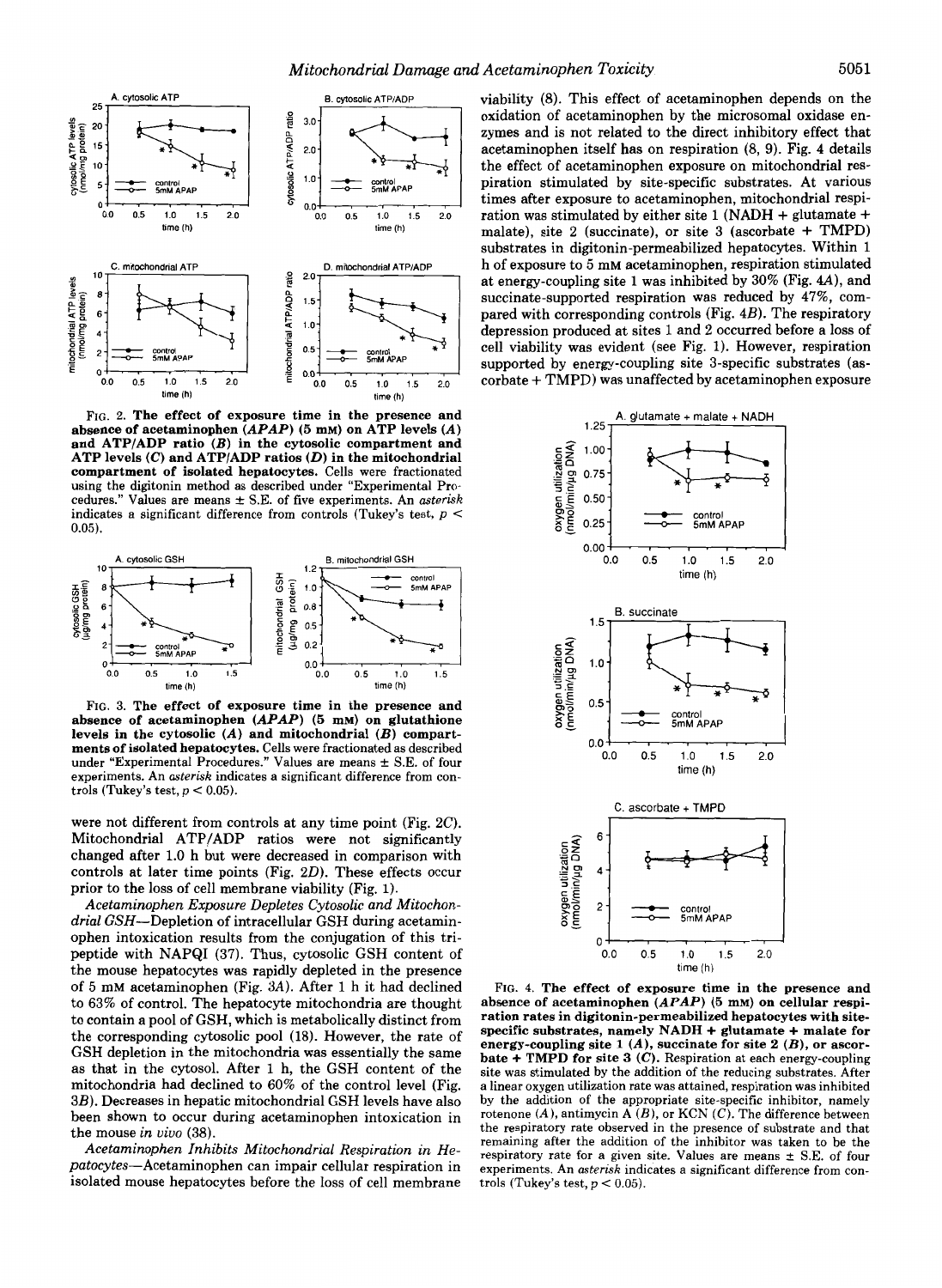FIG. 2. **The effect of exposure time in the presence and absence of acetaminophen (*APAP*) (5 mM) on ATP levels (*A*) and ATP/ADP ratio (*B*) in the cytosolic compartment and ATP levels (*C*) and ATP/ADP ratios (*D*) in the mitochondrial compartment of isolated hepatocytes.** Cells were fractionated using the digitonin method as described under "Experimental Procedures." Values are means ± S.E. of five experiments. An *asterisk* indicates a significant difference from controls (Tukey's test, $p < 0.05$).

FIG. 3. **The effect of exposure time in the presence and absence of acetaminophen (*APAP*) (5 mM) on glutathione levels in the cytosolic (*A*) and mitochondrial (*B*) compartments of isolated hepatocytes.** Cells were fractionated as described under "Experimental Procedures." Values are means ± S.E. of four experiments. An *asterisk* indicates a significant difference from controls (Tukey's test, $p < 0.05$).

were not different from controls at any time point (Fig. 2*C*). Mitochondrial ATP/ADP ratios were not significantly changed after 1.0 h but were decreased in comparison with controls at later time points (Fig. 2*D*). These effects occur prior to the loss of cell membrane viability (Fig. 1).

*Acetaminophen Exposure Depletes Cytosolic and Mitochondrial GSH*—Depletion of intracellular GSH during acetaminophen intoxication results from the conjugation of this tripeptide with NAPQI (37). Thus, cytosolic GSH content of the mouse hepatocytes was rapidly depleted in the presence of 5 mM acetaminophen (Fig. 3*A*). After 1 h it had declined to 63% of control. The hepatocyte mitochondria are thought to contain a pool of GSH, which is metabolically distinct from the corresponding cytosolic pool (18). However, the rate of GSH depletion in the mitochondria was essentially the same as that in the cytosol. After 1 h, the GSH content of the mitochondria had declined to 60% of the control level (Fig. 3*B*). Decreases in hepatic mitochondrial GSH levels have also been shown to occur during acetaminophen intoxication in the mouse *in vivo* (38).

*Acetaminophen Inhibits Mitochondrial Respiration in Hepatocytes*—Acetaminophen can impair cellular respiration in isolated mouse hepatocytes before the loss of cell membrane viability (8). This effect of acetaminophen depends on the oxidation of acetaminophen by the microsomal oxidase enzymes and is not related to the direct inhibitory effect that acetaminophen itself has on respiration (8, 9). Fig. 4 details the effect of acetaminophen exposure on mitochondrial respiration stimulated by site-specific substrates. At various times after exposure to acetaminophen, mitochondrial respiration was stimulated by either site 1 (NADH + glutamate + malate), site 2 (succinate), or site 3 (ascorbate + TMPD) substrates in digitonin-permeabilized hepatocytes. Within 1 h of exposure to 5 mM acetaminophen, respiration stimulated at energy-coupling site 1 was inhibited by 30% (Fig. 4*A*), and succinate-supported respiration was reduced by 47%, compared with corresponding controls (Fig. 4*B*). The respiratory depression produced at sites 1 and 2 occurred before a loss of cell viability was evident (see Fig. 1). However, respiration supported by energy-coupling site 3-specific substrates (ascorbate + TMPD) was unaffected by acetaminophen exposure

FIG. 4. **The effect of exposure time in the presence and absence of acetaminophen (*APAP*) (5 mM) on cellular respiration rates in digitonin-permeabilized hepatocytes with site-specific substrates, namely NADH + glutamate + malate for energy-coupling site 1 (*A*), succinate for site 2 (*B*), or ascorbate + TMPD for site 3 (*C*).** Respiration at each energy-coupling site was stimulated by the addition of the reducing substrates. After a linear oxygen utilization rate was attained, respiration was inhibited by the addition of the appropriate site-specific inhibitor, namely rotenone (*A*), antimycin A (*B*), or KCN (*C*). The difference between the respiratory rate observed in the presence of substrate and that remaining after the addition of the inhibitor was taken to be the respiratory rate for a given site. Values are means ± S.E. of four experiments. An *asterisk* indicates a significant difference from controls (Tukey's test, $p < 0.05$).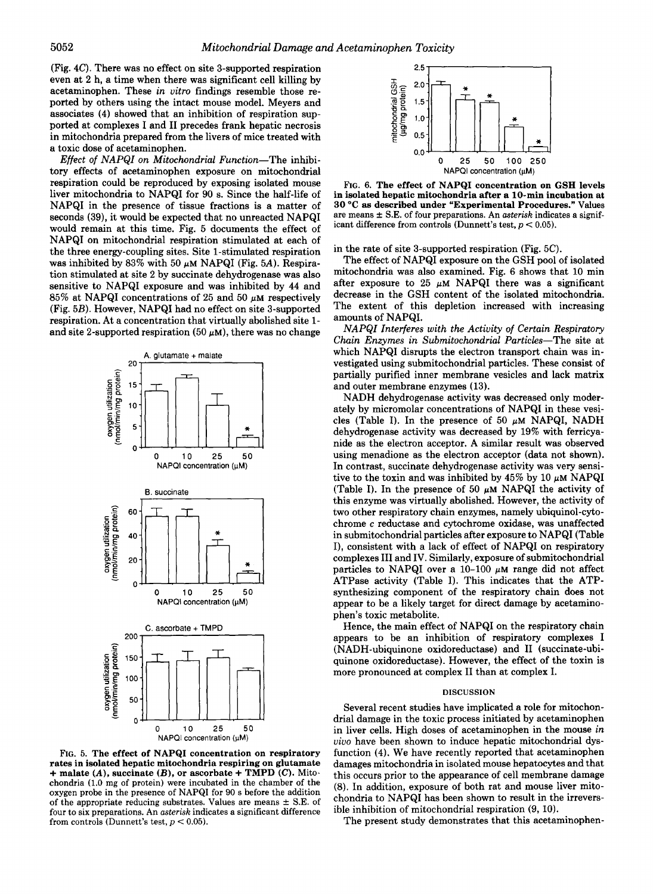(Fig. 4C). There was no effect on site 3-supported respiration even at 2 h, a time when there was significant cell killing by acetaminophen. These *in vitro* findings resemble those reported by others using the intact mouse model. Meyers and associates (4) showed that an inhibition of respiration supported at complexes I and II precedes frank hepatic necrosis in mitochondria prepared from the livers of mice treated with a toxic dose of acetaminophen.

*Effect of NAPQI on Mitochondrial Function*—The inhibitory effects of acetaminophen exposure on mitochondrial respiration could be reproduced by exposing isolated mouse liver mitochondria to NAPQI for 90 s. Since the half-life of NAPQI in the presence of tissue fractions is a matter of seconds (39), it would be expected that no unreacted NAPQI would remain at this time. Fig. 5 documents the effect of NAPQI on mitochondrial respiration stimulated at each of the three energy-coupling sites. Site 1-stimulated respiration was inhibited by 83% with 50 μM NAPQI (Fig. 5A). Respiration stimulated at site 2 by succinate dehydrogenase was also sensitive to NAPQI exposure and was inhibited by 44 and 85% at NAPQI concentrations of 25 and 50 μM respectively (Fig. 5B). However, NAPQI had no effect on site 3-supported respiration. At a concentration that virtually abolished site 1- and site 2-supported respiration (50 μM), there was no change in the rate of site 3-supported respiration (Fig. 5C).

**FIG. 5. The effect of NAPQI concentration on respiratory rates in isolated hepatic mitochondria respiring on glutamate + malate (*A*), succinate (*B*), or ascorbate + TMPD (*C*).** Mitochondria (1.0 mg of protein) were incubated in the chamber of the oxygen probe in the presence of NAPQI for 90 s before the addition of the appropriate reducing substrates. Values are means ± S.E. of four to six preparations. An *asterisk* indicates a significant difference from controls (Dunnett's test, $p < 0.05$).

**FIG. 6. The effect of NAPQI concentration on GSH levels in isolated hepatic mitochondria after a 10-min incubation at 30 °C as described under "Experimental Procedures."** Values are means ± S.E. of four preparations. An *asterisk* indicates a significant difference from controls (Dunnett's test, $p < 0.05$).

The effect of NAPQI exposure on the GSH pool of isolated mitochondria was also examined. Fig. 6 shows that 10 min after exposure to 25 μM NAPQI there was a significant decrease in the GSH content of the isolated mitochondria. The extent of this depletion increased with increasing amounts of NAPQI.

*NAPQI Interferes with the Activity of Certain Respiratory Chain Enzymes in Submitochondrial Particles*—The site at which NAPQI disrupts the electron transport chain was investigated using submitochondrial particles. These consist of partially purified inner membrane vesicles and lack matrix and outer membrane enzymes (13).

NADH dehydrogenase activity was decreased only moderately by micromolar concentrations of NAPQI in these vesicles (Table I). In the presence of 50 μM NAPQI, NADH dehydrogenase activity was decreased by 19% with ferricyanide as the electron acceptor. A similar result was observed using menadione as the electron acceptor (data not shown). In contrast, succinate dehydrogenase activity was very sensitive to the toxin and was inhibited by 45% by 10 μM NAPQI (Table I). In the presence of 50 μM NAPQI the activity of this enzyme was virtually abolished. However, the activity of two other respiratory chain enzymes, namely ubiquinol-cytochrome *c* reductase and cytochrome oxidase, was unaffected in submitochondrial particles after exposure to NAPQI (Table I), consistent with a lack of effect of NAPQI on respiratory complexes III and IV. Similarly, exposure of submitochondrial particles to NAPQI over a 10–100 μM range did not affect ATPase activity (Table I). This indicates that the ATP-synthesizing component of the respiratory chain does not appear to be a likely target for direct damage by acetaminophen's toxic metabolite.

Hence, the main effect of NAPQI on the respiratory chain appears to be an inhibition of respiratory complexes I (NADH-ubiquinone oxidoreductase) and II (succinate-ubiquinone oxidoreductase). However, the effect of the toxin is more pronounced at complex II than at complex I.

## DISCUSSION

Several recent studies have implicated a role for mitochondrial damage in the toxic process initiated by acetaminophen in liver cells. High doses of acetaminophen in the mouse *in vivo* have been shown to induce hepatic mitochondrial dysfunction (4). We have recently reported that acetaminophen damages mitochondria in isolated mouse hepatocytes and that this occurs prior to the appearance of cell membrane damage (8). In addition, exposure of both rat and mouse liver mitochondria to NAPQI has been shown to result in the irreversible inhibition of mitochondrial respiration (9, 10).

The present study demonstrates that this acetaminophen-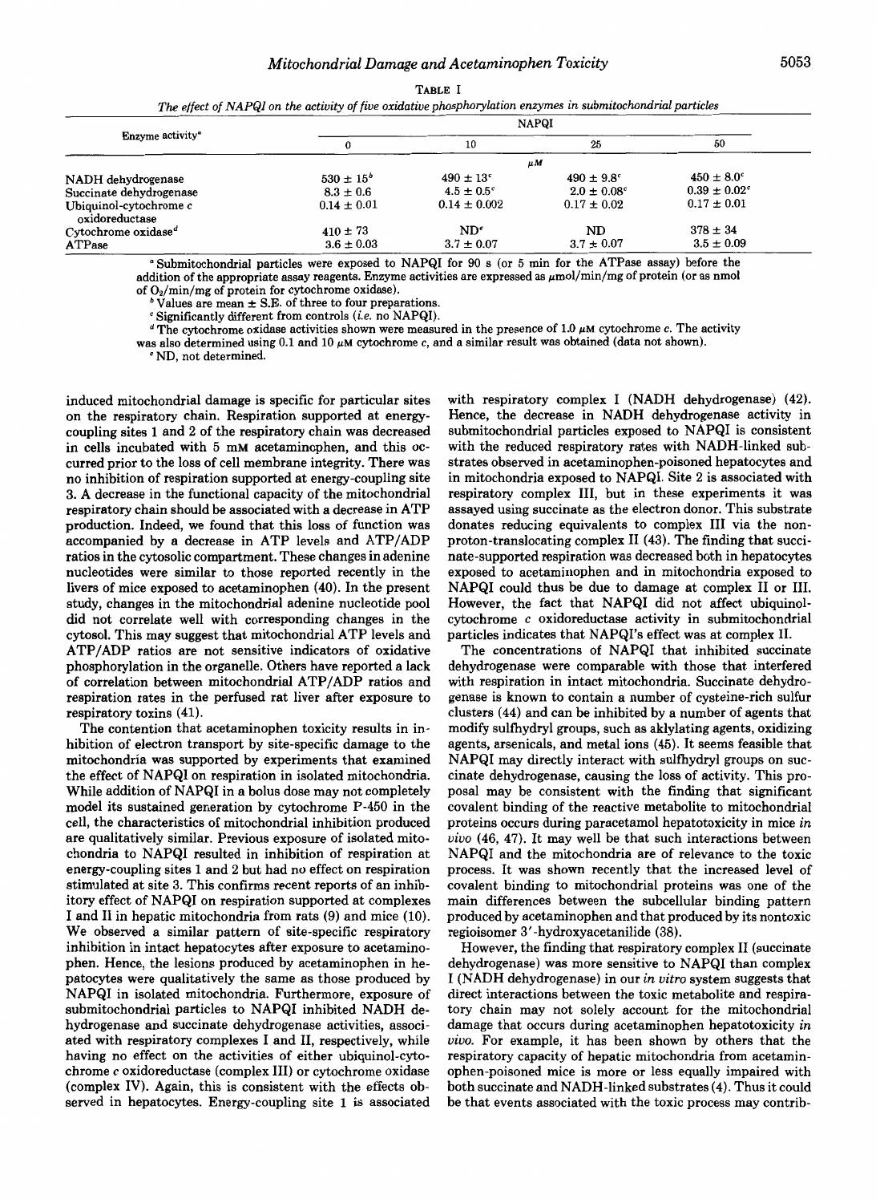TABLE I

*The effect of NAPQI on the activity of five oxidative phosphorylation enzymes in submitochondrial particles*

| Enzyme activity[a] | NAPQI | | | |
|---|---|---|---|---|
| | 0 | 10 | 25 | 50 |
| | | $\mu M$ | | |
| NADH dehydrogenase | 530 ± 15[b] | 490 ± 13[c] | 490 ± 9.8[c] | 450 ± 8.0[c] |
| Succinate dehydrogenase | 8.3 ± 0.6 | 4.5 ± 0.5[c] | 2.0 ± 0.08[c] | 0.39 ± 0.02[c] |
| Ubiquinol-cytochrome *c* oxidoreductase | 0.14 ± 0.01 | 0.14 ± 0.002 | 0.17 ± 0.02 | 0.17 ± 0.01 |
| Cytochrome oxidase[d] | 410 ± 73 | ND[e] | ND | 378 ± 34 |
| ATPase | 3.6 ± 0.03 | 3.7 ± 0.07 | 3.7 ± 0.07 | 3.5 ± 0.09 |

[a] Submitochondrial particles were exposed to NAPQI for 90 s (or 5 min for the ATPase assay) before the addition of the appropriate assay reagents. Enzyme activities are expressed as $\mu$mol/min/mg of protein (or as nmol of $O_2$/min/mg of protein for cytochrome oxidase).

[b] Values are mean ± S.E. of three to four preparations.

[c] Significantly different from controls (*i.e.* no NAPQI).

[d] The cytochrome oxidase activities shown were measured in the presence of 1.0 $\mu$M cytochrome *c*. The activity was also determined using 0.1 and 10 $\mu$M cytochrome *c*, and a similar result was obtained (data not shown).

[e] ND, not determined.

induced mitochondrial damage is specific for particular sites on the respiratory chain. Respiration supported at energy-coupling sites 1 and 2 of the respiratory chain was decreased in cells incubated with 5 mM acetaminophen, and this occurred prior to the loss of cell membrane integrity. There was no inhibition of respiration supported at energy-coupling site 3. A decrease in the functional capacity of the mitochondrial respiratory chain should be associated with a decrease in ATP production. Indeed, we found that this loss of function was accompanied by a decrease in ATP levels and ATP/ADP ratios in the cytosolic compartment. These changes in adenine nucleotides were similar to those reported recently in the livers of mice exposed to acetaminophen (40). In the present study, changes in the mitochondrial adenine nucleotide pool did not correlate well with corresponding changes in the cytosol. This may suggest that mitochondrial ATP levels and ATP/ADP ratios are not sensitive indicators of oxidative phosphorylation in the organelle. Others have reported a lack of correlation between mitochondrial ATP/ADP ratios and respiration rates in the perfused rat liver after exposure to respiratory toxins (41).

The contention that acetaminophen toxicity results in inhibition of electron transport by site-specific damage to the mitochondria was supported by experiments that examined the effect of NAPQI on respiration in isolated mitochondria. While addition of NAPQI in a bolus dose may not completely model its sustained generation by cytochrome P-450 in the cell, the characteristics of mitochondrial inhibition produced are qualitatively similar. Previous exposure of isolated mitochondria to NAPQI resulted in inhibition of respiration at energy-coupling sites 1 and 2 but had no effect on respiration stimulated at site 3. This confirms recent reports of an inhibitory effect of NAPQI on respiration supported at complexes I and II in hepatic mitochondria from rats (9) and mice (10). We observed a similar pattern of site-specific respiratory inhibition in intact hepatocytes after exposure to acetaminophen. Hence, the lesions produced by acetaminophen in hepatocytes were qualitatively the same as those produced by NAPQI in isolated mitochondria. Furthermore, exposure of submitochondrial particles to NAPQI inhibited NADH dehydrogenase and succinate dehydrogenase activities, associated with respiratory complexes I and II, respectively, while having no effect on the activities of either ubiquinol-cytochrome *c* oxidoreductase (complex III) or cytochrome oxidase (complex IV). Again, this is consistent with the effects observed in hepatocytes. Energy-coupling site 1 is associated with respiratory complex I (NADH dehydrogenase) (42). Hence, the decrease in NADH dehydrogenase activity in submitochondrial particles exposed to NAPQI is consistent with the reduced respiratory rates with NADH-linked substrates observed in acetaminophen-poisoned hepatocytes and in mitochondria exposed to NAPQI. Site 2 is associated with respiratory complex III, but in these experiments it was assayed using succinate as the electron donor. This substrate donates reducing equivalents to complex III via the non-proton-translocating complex II (43). The finding that succinate-supported respiration was decreased both in hepatocytes exposed to acetaminophen and in mitochondria exposed to NAPQI could thus be due to damage at complex II or III. However, the fact that NAPQI did not affect ubiquinol-cytochrome *c* oxidoreductase activity in submitochondrial particles indicates that NAPQI's effect was at complex II.

The concentrations of NAPQI that inhibited succinate dehydrogenase were comparable with those that interfered with respiration in intact mitochondria. Succinate dehydrogenase is known to contain a number of cysteine-rich sulfur clusters (44) and can be inhibited by a number of agents that modify sulfhydryl groups, such as aklylating agents, oxidizing agents, arsenicals, and metal ions (45). It seems feasible that NAPQI may directly interact with sulfhydryl groups on succinate dehydrogenase, causing the loss of activity. This proposal may be consistent with the finding that significant covalent binding of the reactive metabolite to mitochondrial proteins occurs during paracetamol hepatotoxicity in mice *in vivo* (46, 47). It may well be that such interactions between NAPQI and the mitochondria are of relevance to the toxic process. It was shown recently that the increased level of covalent binding to mitochondrial proteins was one of the main differences between the subcellular binding pattern produced by acetaminophen and that produced by its nontoxic regioisomer 3′-hydroxyacetanilide (38).

However, the finding that respiratory complex II (succinate dehydrogenase) was more sensitive to NAPQI than complex I (NADH dehydrogenase) in our *in vitro* system suggests that direct interactions between the toxic metabolite and respiratory chain may not solely account for the mitochondrial damage that occurs during acetaminophen hepatotoxicity *in vivo*. For example, it has been shown by others that the respiratory capacity of hepatic mitochondria from acetaminophen-poisoned mice is more or less equally impaired with both succinate and NADH-linked substrates (4). Thus it could be that events associated with the toxic process may contrib-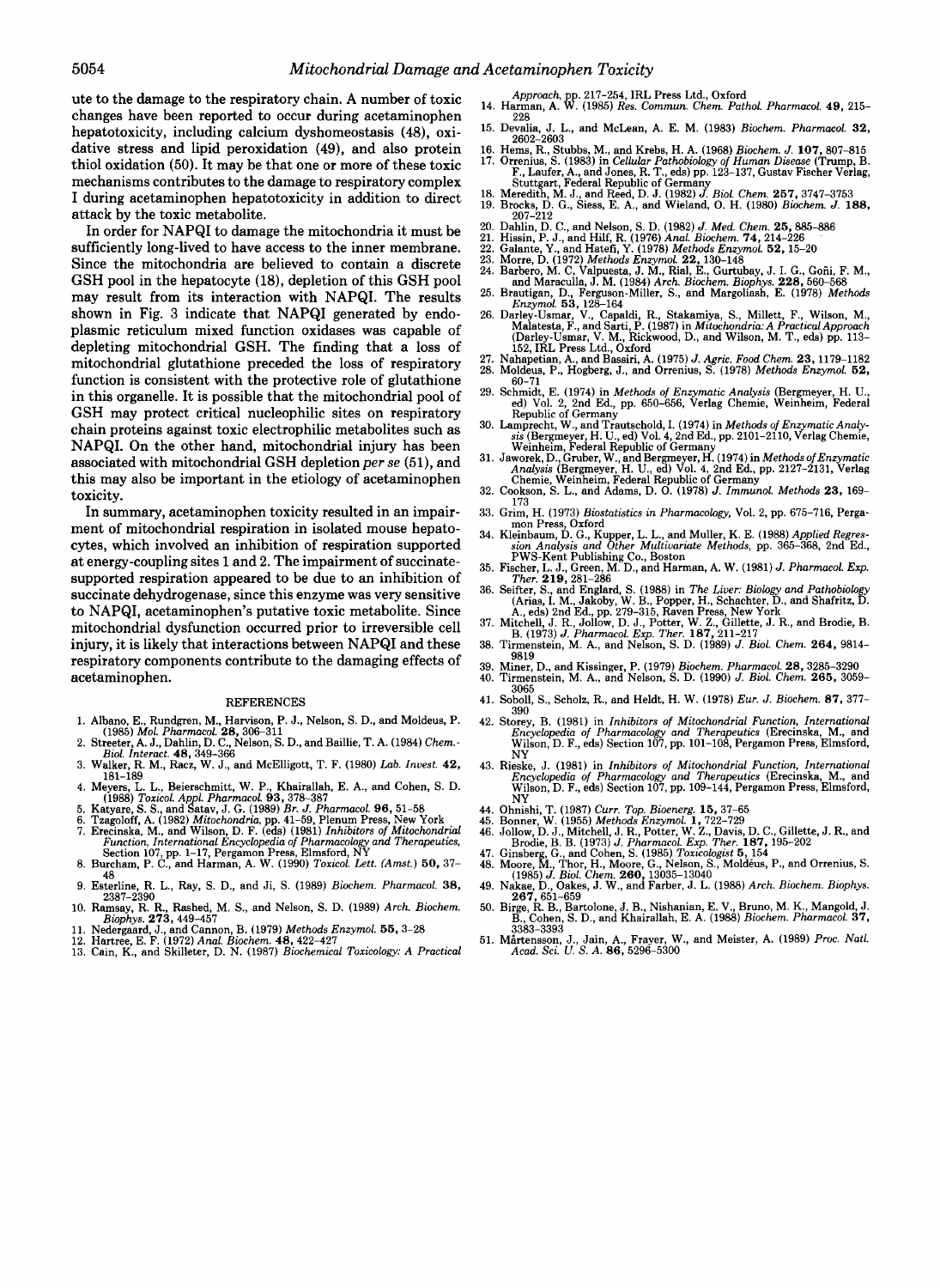ute to the damage to the respiratory chain. A number of toxic changes have been reported to occur during acetaminophen hepatotoxicity, including calcium dyshomeostasis (48), oxidative stress and lipid peroxidation (49), and also protein thiol oxidation (50). It may be that one or more of these toxic mechanisms contributes to the damage to respiratory complex I during acetaminophen hepatotoxicity in addition to direct attack by the toxic metabolite.

In order for NAPQI to damage the mitochondria it must be sufficiently long-lived to have access to the inner membrane. Since the mitochondria are believed to contain a discrete GSH pool in the hepatocyte (18), depletion of this GSH pool may result from its interaction with NAPQI. The results shown in Fig. 3 indicate that NAPQI generated by endoplasmic reticulum mixed function oxidases was capable of depleting mitochondrial GSH. The finding that a loss of mitochondrial glutathione preceded the loss of respiratory function is consistent with the protective role of glutathione in this organelle. It is possible that the mitochondrial pool of GSH may protect critical nucleophilic sites on respiratory chain proteins against toxic electrophilic metabolites such as NAPQI. On the other hand, mitochondrial injury has been associated with mitochondrial GSH depletion *per se* (51), and this may also be important in the etiology of acetaminophen toxicity.

In summary, acetaminophen toxicity resulted in an impairment of mitochondrial respiration in isolated mouse hepatocytes, which involved an inhibition of respiration supported at energy-coupling sites 1 and 2. The impairment of succinate-supported respiration appeared to be due to an inhibition of succinate dehydrogenase, since this enzyme was very sensitive to NAPQI, acetaminophen's putative toxic metabolite. Since mitochondrial dysfunction occurred prior to irreversible cell injury, it is likely that interactions between NAPQI and these respiratory components contribute to the damaging effects of acetaminophen.

## REFERENCES

1. Albano, E., Rundgren, M., Harvison, P. J., Nelson, S. D., and Moldeus, P. (1985) *Mol. Pharmacol.* **28**, 306–311
2. Streeter, A. J., Dahlin, D. C., Nelson, S. D., and Baillie, T. A. (1984) *Chem.-Biol. Interact.* **48**, 349–366
3. Walker, R. M., Racz, W. J., and McElligott, T. F. (1980) *Lab. Invest.* **42**, 181–189
4. Meyers, L. L., Beierschmitt, W. P., Khairallah, E. A., and Cohen, S. D. (1988) *Toxicol. Appl. Pharmacol.* **93**, 378–387
5. Katyare, S. S., and Satav, J. G. (1989) *Br. J. Pharmacol.* **96**, 51–58
6. Tzagoloff, A. (1982) *Mitochondria*, pp. 41–59, Plenum Press, New York
7. Erecinska, M., and Wilson, D. F. (eds) (1981) *Inhibitors of Mitochondrial Function, International Encyclopedia of Pharmacology and Therapeutics*, Section 107, pp. 1–17, Pergamon Press, Elmsford, NY
8. Burcham, P. C., and Harman, A. W. (1990) *Toxicol. Lett. (Amst.)* **50**, 37–48
9. Esterline, R. L., Ray, S. D., and Ji, S. (1989) *Biochem. Pharmacol.* **38**, 2387–2390
10. Ramsay, R. R., Rashed, M. S., and Nelson, S. D. (1989) *Arch. Biochem. Biophys.* **273**, 449–457
11. Nedergaard, J., and Cannon, B. (1979) *Methods Enzymol.* **55**, 3–28
12. Hartree, E. F. (1972) *Anal. Biochem.* **48**, 422–427
13. Cain, K., and Skilleter, D. N. (1987) *Biochemical Toxicology: A Practical Approach*, pp. 217–254, IRL Press Ltd., Oxford
14. Harman, A. W. (1985) *Res. Commun. Chem. Pathol. Pharmacol.* **49**, 215–228
15. Devalia, J. L., and McLean, A. E. M. (1983) *Biochem. Pharmacol.* **32**, 2602–2603
16. Hems, R., Stubbs, M., and Krebs, H. A. (1968) *Biochem. J.* **107**, 807–815
17. Orrenius, S. (1983) in *Cellular Pathobiology of Human Disease* (Trump, B. F., Laufer, A., and Jones, R. T., eds) pp. 123–137, Gustav Fischer Verlag, Stuttgart, Federal Republic of Germany
18. Meredith, M. J., and Reed, D. J. (1982) *J. Biol. Chem.* **257**, 3747–3753
19. Brocks, D. G., Siess, E. A., and Wieland, O. H. (1980) *Biochem. J.* **188**, 207–212
20. Dahlin, D. C., and Nelson, S. D. (1982) *J. Med. Chem.* **25**, 885–886
21. Hissin, P. J., and Hilf, R. (1976) *Anal. Biochem.* **74**, 214–226
22. Galante, Y., and Hatefi, Y. (1978) *Methods Enzymol.* **52**, 15–20
23. Morre, D. (1972) *Methods Enzymol.* **22**, 130–148
24. Barbero, M. C., Valpuesta, J. M., Rial, E., Gurtubay, J. I. G., Goñi, F. M., and Maraculla, J. M. (1984) *Arch. Biochem. Biophys.* **228**, 560–568
25. Brautigan, D., Ferguson-Miller, S., and Margoliash, E. (1978) *Methods Enzymol.* **53**, 128–164
26. Darley-Usmar, V., Capaldi, R., Stakamiya, S., Millett, F., Wilson, M., Malatesta, F., and Sarti, P. (1987) in *Mitochondria: A Practical Approach* (Darley-Usmar, V. M., Rickwood, D., and Wilson, M. T., eds) pp. 113–152, IRL Press Ltd., Oxford
27. Nahapetian, A., and Bassiri, A. (1975) *J. Agric. Food Chem.* **23**, 1179–1182
28. Moldeus, P., Hogberg, J., and Orrenius, S. (1978) *Methods Enzymol.* **52**, 60–71
29. Schmidt, E. (1974) in *Methods of Enzymatic Analysis* (Bergmeyer, H. U., ed) Vol. 2, 2nd Ed., pp. 650–656, Verlag Chemie, Weinheim, Federal Republic of Germany
30. Lamprecht, W., and Trautschold, I. (1974) in *Methods of Enzymatic Analysis* (Bergmeyer, H. U., ed) Vol. 4, 2nd Ed., pp. 2101–2110, Verlag Chemie, Weinheim, Federal Republic of Germany
31. Jaworek, D., Gruber, W., and Bergmeyer, H. (1974) in *Methods of Enzymatic Analysis* (Bergmeyer, H. U., ed) Vol. 4, 2nd Ed., pp. 2127–2131, Verlag Chemie, Weinheim, Federal Republic of Germany
32. Cookson, S. L., and Adams, D. O. (1978) *J. Immunol. Methods* **23**, 169–173
33. Grim, H. (1973) *Biostatistics in Pharmacology*, Vol. 2, pp. 675–716, Pergamon Press, Oxford
34. Kleinbaum, D. G., Kupper, L. L., and Muller, K. E. (1988) *Applied Regression Analysis and Other Multivariate Methods*, pp. 365–368, 2nd Ed., PWS-Kent Publishing Co., Boston
35. Fischer, L. J., Green, M. D., and Harman, A. W. (1981) *J. Pharmacol. Exp. Ther.* **219**, 281–286
36. Seifter, S., and Englard, S. (1988) in *The Liver: Biology and Pathobiology* (Arias, I. M., Jakoby, W. B., Popper, H., Schachter, D., and Shafritz, D. A., eds) 2nd Ed., pp. 279–315, Raven Press, New York
37. Mitchell, J. R., Jollow, D. J., Potter, W. Z., Gillette, J. R., and Brodie, B. B. (1973) *J. Pharmacol. Exp. Ther.* **187**, 211–217
38. Tirmenstein, M. A., and Nelson, S. D. (1989) *J. Biol. Chem.* **264**, 9814–9819
39. Miner, D., and Kissinger, P. (1979) *Biochem. Pharmacol.* **28**, 3285–3290
40. Tirmenstein, M. A., and Nelson, S. D. (1990) *J. Biol. Chem.* **265**, 3059–3065
41. Soboll, S., Scholz, R., and Heldt, H. W. (1978) *Eur. J. Biochem.* **87**, 377–390
42. Storey, B. (1981) in *Inhibitors of Mitochondrial Function, International Encyclopedia of Pharmacology and Therapeutics* (Erecinska, M., and Wilson, D. F., eds) Section 107, pp. 101–108, Pergamon Press, Elmsford, NY
43. Rieske, J. (1981) in *Inhibitors of Mitochondrial Function, International Encyclopedia of Pharmacology and Therapeutics* (Erecinska, M., and Wilson, D. F., eds) Section 107, pp. 109–144, Pergamon Press, Elmsford, NY
44. Ohnishi, T. (1987) *Curr. Top. Bioenerg.* **15**, 37–65
45. Bonner, W. (1955) *Methods Enzymol.* **1**, 722–729
46. Jollow, D. J., Mitchell, J. R., Potter, W. Z., Davis, D. C., Gillette, J. R., and Brodie, B. B. (1973) *J. Pharmacol. Exp. Ther.* **187**, 195–202
47. Ginsberg, G., and Cohen, S. (1985) *Toxicologist* **5**, 154
48. Moore, M., Thor, H., Moore, G., Nelson, S., Moldéus, P., and Orrenius, S. (1985) *J. Biol. Chem.* **260**, 13035–13040
49. Nakae, D., Oakes, J. W., and Farber, J. L. (1988) *Arch. Biochem. Biophys.* **267**, 651–659
50. Birge, R. B., Bartolone, J. B., Nishanian, E. V., Bruno, M. K., Mangold, J. B., Cohen, S. D., and Khairallah, E. A. (1988) *Biochem. Pharmacol.* **37**, 3383–3393
51. Mårtensson, J., Jain, A., Frayer, W., and Meister, A. (1989) *Proc. Natl. Acad. Sci. U. S. A.* **86**, 5296–5300